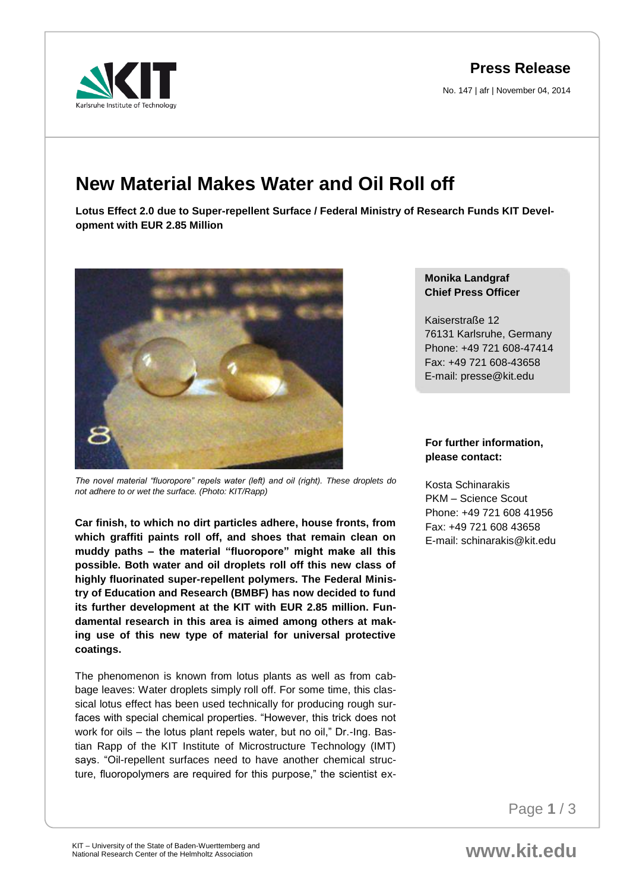**Press Release**

No. 147 | afr | November 04, 2014

# New Material Makes Water and Oil Roll off

**Lotus Effect 2.0 due to Super-repellent Surface / Federal Ministry of Research Funds KIT Development with EUR 2.85 Million**

*The novel material "fluoropore" repels water (left) and oil (right). These droplets do not adhere to or wet the surface. (Photo: KIT/Rapp)*

**Car finish, to which no dirt particles adhere, house fronts, from which graffiti paints roll off, and shoes that remain clean on muddy paths – the material "fluoropore" might make all this possible. Both water and oil droplets roll off this new class of highly fluorinated super-repellent polymers. The Federal Ministry of Education and Research (BMBF) has now decided to fund its further development at the KIT with EUR 2.85 million. Fundamental research in this area is aimed among others at making use of this new type of material for universal protective coatings.**

The phenomenon is known from lotus plants as well as from cabbage leaves: Water droplets simply roll off. For some time, this classical lotus effect has been used technically for producing rough surfaces with special chemical properties. "However, this trick does not work for oils – the lotus plant repels water, but no oil," Dr.-Ing. Bastian Rapp of the KIT Institute of Microstructure Technology (IMT) says. "Oil-repellent surfaces need to have another chemical structure, fluoropolymers are required for this purpose," the scientist ex-

**Monika Landgraf**
**Chief Press Officer**

Kaiserstraße 12
76131 Karlsruhe, Germany
Phone: +49 721 608-47414
Fax: +49 721 608-43658
E-mail: presse@kit.edu

**For further information, please contact:**

Kosta Schinarakis
PKM – Science Scout
Phone: +49 721 608 41956
Fax: +49 721 608 43658
E-mail: schinarakis@kit.edu

KIT – University of the State of Baden-Wuerttemberg and National Research Center of the Helmholtz Association

www.kit.edu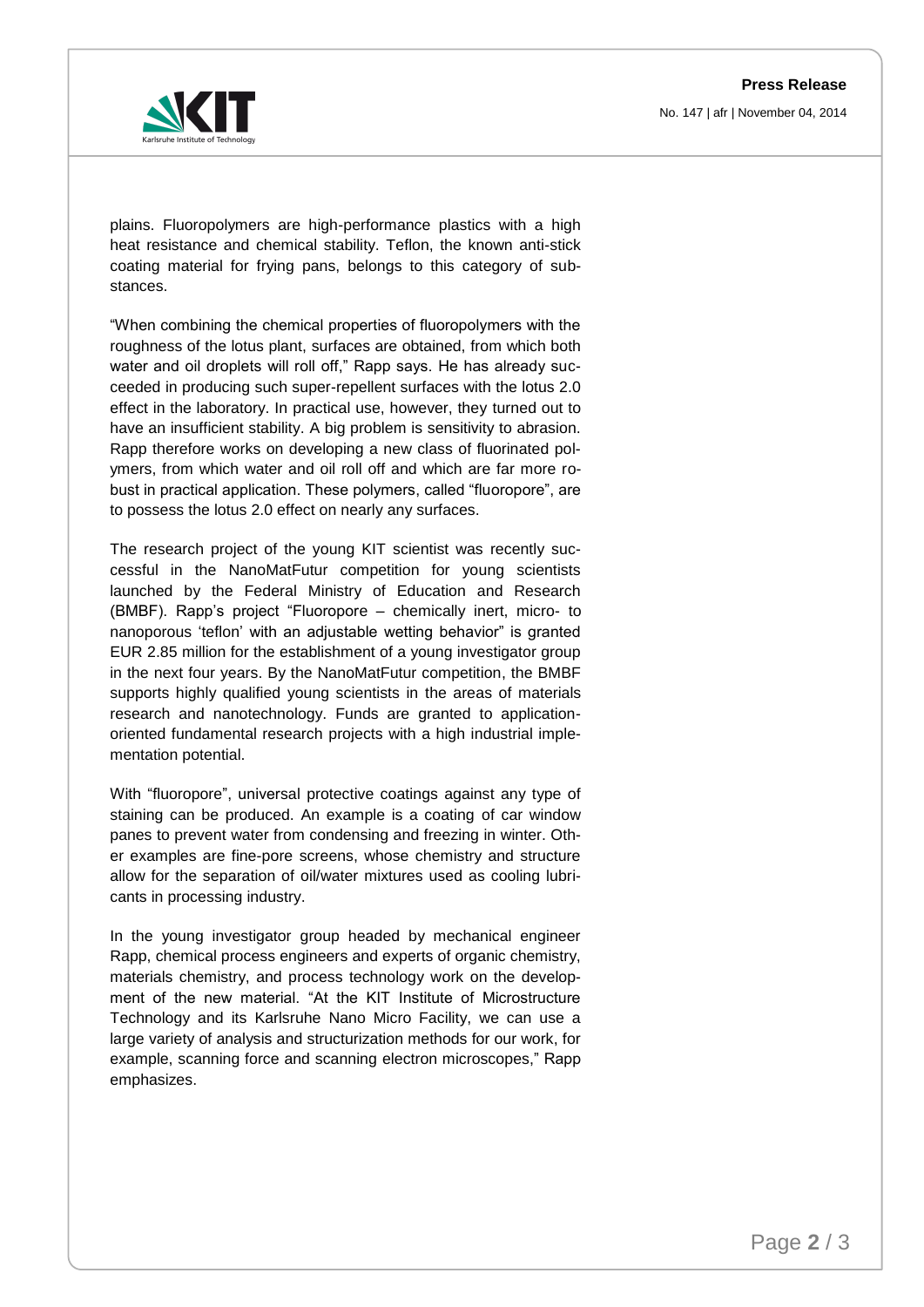plains. Fluoropolymers are high-performance plastics with a high heat resistance and chemical stability. Teflon, the known anti-stick coating material for frying pans, belongs to this category of substances.

"When combining the chemical properties of fluoropolymers with the roughness of the lotus plant, surfaces are obtained, from which both water and oil droplets will roll off," Rapp says. He has already succeeded in producing such super-repellent surfaces with the lotus 2.0 effect in the laboratory. In practical use, however, they turned out to have an insufficient stability. A big problem is sensitivity to abrasion. Rapp therefore works on developing a new class of fluorinated polymers, from which water and oil roll off and which are far more robust in practical application. These polymers, called "fluoropore", are to possess the lotus 2.0 effect on nearly any surfaces.

The research project of the young KIT scientist was recently successful in the NanoMatFutur competition for young scientists launched by the Federal Ministry of Education and Research (BMBF). Rapp's project "Fluoropore – chemically inert, micro- to nanoporous 'teflon' with an adjustable wetting behavior" is granted EUR 2.85 million for the establishment of a young investigator group in the next four years. By the NanoMatFutur competition, the BMBF supports highly qualified young scientists in the areas of materials research and nanotechnology. Funds are granted to application-oriented fundamental research projects with a high industrial implementation potential.

With "fluoropore", universal protective coatings against any type of staining can be produced. An example is a coating of car window panes to prevent water from condensing and freezing in winter. Other examples are fine-pore screens, whose chemistry and structure allow for the separation of oil/water mixtures used as cooling lubricants in processing industry.

In the young investigator group headed by mechanical engineer Rapp, chemical process engineers and experts of organic chemistry, materials chemistry, and process technology work on the development of the new material. "At the KIT Institute of Microstructure Technology and its Karlsruhe Nano Micro Facility, we can use a large variety of analysis and structurization methods for our work, for example, scanning force and scanning electron microscopes," Rapp emphasizes.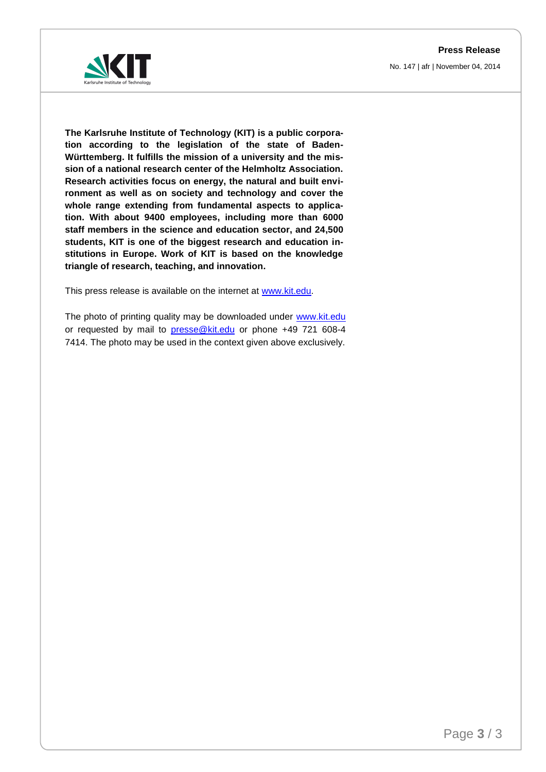**The Karlsruhe Institute of Technology (KIT) is a public corporation according to the legislation of the state of Baden-Württemberg. It fulfills the mission of a university and the mission of a national research center of the Helmholtz Association. Research activities focus on energy, the natural and built environment as well as on society and technology and cover the whole range extending from fundamental aspects to application. With about 9400 employees, including more than 6000 staff members in the science and education sector, and 24,500 students, KIT is one of the biggest research and education institutions in Europe. Work of KIT is based on the knowledge triangle of research, teaching, and innovation.**

This press release is available on the internet at www.kit.edu.

The photo of printing quality may be downloaded under www.kit.edu or requested by mail to presse@kit.edu or phone +49 721 608-4 7414. The photo may be used in the context given above exclusively.